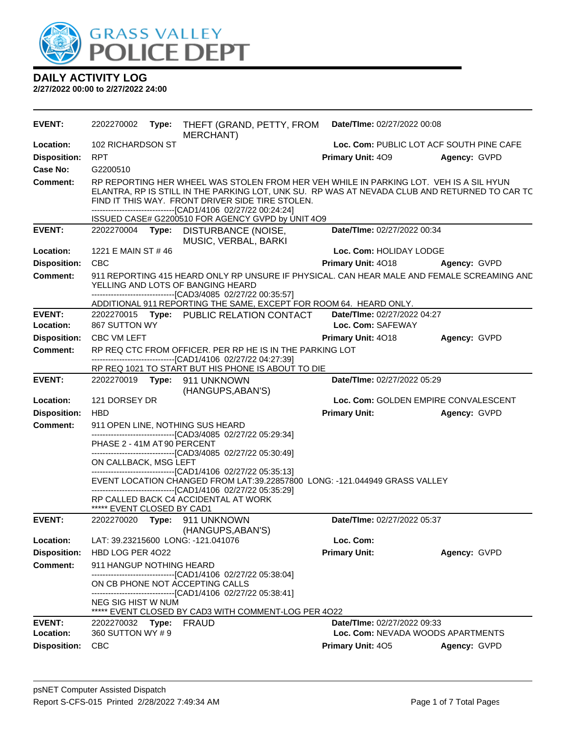# DAILY ACTIVITY LOG

**2/27/2022 00:00 to 2/27/2022 24:00**

---

**EVENT:** 2202270002 **Type:** THEFT (GRAND, PETTY, FROM MERCHANT) **Date/TIme:** 02/27/2022 00:08
**Location:** 102 RICHARDSON ST **Loc. Com:** PUBLIC LOT ACF SOUTH PINE CAFE
**Disposition:** RPT **Primary Unit:** 4O9 **Agency:** GVPD
**Case No:** G2200510
**Comment:** RP REPORTING HER WHEEL WAS STOLEN FROM HER VEH WHILE IN PARKING LOT. VEH IS A SIL HYUN ELANTRA, RP IS STILL IN THE PARKING LOT, UNK SU. RP WAS AT NEVADA CLUB AND RETURNED TO CAR TO FIND IT THIS WAY. FRONT DRIVER SIDE TIRE STOLEN.
------------------------------[CAD1/4106 02/27/22 00:24:24]
ISSUED CASE# G2200510 FOR AGENCY GVPD by UNIT 4O9

---

**EVENT:** 2202270004 **Type:** DISTURBANCE (NOISE, MUSIC, VERBAL, BARKI **Date/TIme:** 02/27/2022 00:34
**Location:** 1221 E MAIN ST # 46 **Loc. Com:** HOLIDAY LODGE
**Disposition:** CBC **Primary Unit:** 4O18 **Agency:** GVPD
**Comment:** 911 REPORTING 415 HEARD ONLY RP UNSURE IF PHYSICAL. CAN HEAR MALE AND FEMALE SCREAMING AND YELLING AND LOTS OF BANGING HEARD
------------------------------[CAD3/4085 02/27/22 00:35:57]
ADDITIONAL 911 REPORTING THE SAME, EXCEPT FOR ROOM 64. HEARD ONLY.

---

**EVENT:** 2202270015 **Type:** PUBLIC RELATION CONTACT **Date/TIme:** 02/27/2022 04:27
**Location:** 867 SUTTON WY **Loc. Com:** SAFEWAY
**Disposition:** CBC VM LEFT **Primary Unit:** 4O18 **Agency:** GVPD
**Comment:** RP REQ CTC FROM OFFICER. PER RP HE IS IN THE PARKING LOT
------------------------------[CAD1/4106 02/27/22 04:27:39]
RP REQ 1021 TO START BUT HIS PHONE IS ABOUT TO DIE

---

**EVENT:** 2202270019 **Type:** 911 UNKNOWN (HANGUPS,ABAN'S) **Date/TIme:** 02/27/2022 05:29
**Location:** 121 DORSEY DR **Loc. Com:** GOLDEN EMPIRE CONVALESCENT
**Disposition:** HBD **Primary Unit:** **Agency:** GVPD
**Comment:** 911 OPEN LINE, NOTHING SUS HEARD
------------------------------[CAD3/4085 02/27/22 05:29:34]
PHASE 2 - 41M AT 90 PERCENT
------------------------------[CAD3/4085 02/27/22 05:30:49]
ON CALLBACK, MSG LEFT
------------------------------[CAD1/4106 02/27/22 05:35:13]
EVENT LOCATION CHANGED FROM LAT:39.22857800 LONG: -121.044949 GRASS VALLEY
------------------------------[CAD1/4106 02/27/22 05:35:29]
RP CALLED BACK C4 ACCIDENTAL AT WORK
***** EVENT CLOSED BY CAD1

---

**EVENT:** 2202270020 **Type:** 911 UNKNOWN (HANGUPS,ABAN'S) **Date/TIme:** 02/27/2022 05:37
**Location:** LAT: 39.23215600 LONG: -121.041076 **Loc. Com:**
**Disposition:** HBD LOG PER 4O22 **Primary Unit:** **Agency:** GVPD
**Comment:** 911 HANGUP NOTHING HEARD
------------------------------[CAD1/4106 02/27/22 05:38:04]
ON CB PHONE NOT ACCEPTING CALLS
------------------------------[CAD1/4106 02/27/22 05:38:41]
NEG SIG HIST W NUM
***** EVENT CLOSED BY CAD3 WITH COMMENT-LOG PER 4O22

---

**EVENT:** 2202270032 **Type:** FRAUD **Date/TIme:** 02/27/2022 09:33
**Location:** 360 SUTTON WY # 9 **Loc. Com:** NEVADA WOODS APARTMENTS
**Disposition:** CBC **Primary Unit:** 4O5 **Agency:** GVPD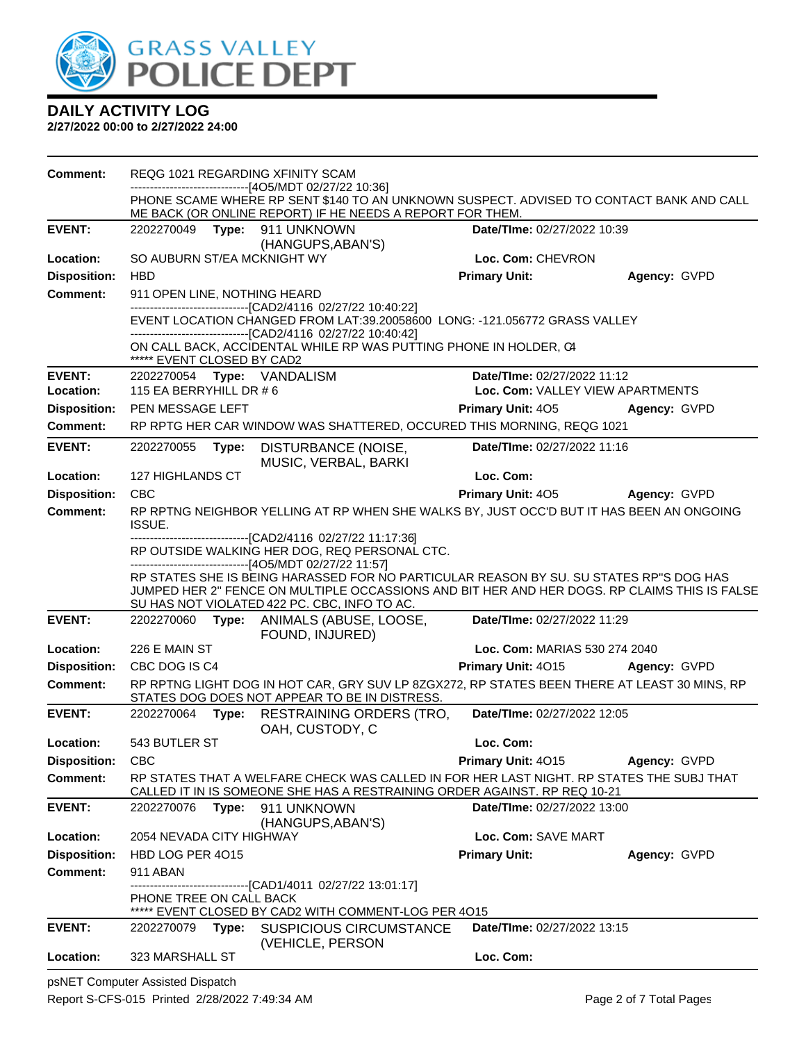# DAILY ACTIVITY LOG

**2/27/2022 00:00 to 2/27/2022 24:00**

**Comment:** REQG 1021 REGARDING XFINITY SCAM
------------------------------[4O5/MDT 02/27/22 10:36]
PHONE SCAME WHERE RP SENT $140 TO AN UNKNOWN SUSPECT. ADVISED TO CONTACT BANK AND CALL ME BACK (OR ONLINE REPORT) IF HE NEEDS A REPORT FOR THEM.

---

**EVENT:** 2202270049 **Type:** 911 UNKNOWN (HANGUPS,ABAN'S) **Date/TIme:** 02/27/2022 10:39
**Location:** SO AUBURN ST/EA MCKNIGHT WY **Loc. Com:** CHEVRON
**Disposition:** HBD **Primary Unit:** **Agency:** GVPD
**Comment:** 911 OPEN LINE, NOTHING HEARD
------------------------------[CAD2/4116 02/27/22 10:40:22]
EVENT LOCATION CHANGED FROM LAT:39.20058600 LONG: -121.056772 GRASS VALLEY
------------------------------[CAD2/4116 02/27/22 10:40:42]
ON CALL BACK, ACCIDENTAL WHILE RP WAS PUTTING PHONE IN HOLDER, C4
***** EVENT CLOSED BY CAD2

---

**EVENT:** 2202270054 **Type:** VANDALISM **Date/TIme:** 02/27/2022 11:12
**Location:** 115 EA BERRYHILL DR # 6 **Loc. Com:** VALLEY VIEW APARTMENTS
**Disposition:** PEN MESSAGE LEFT **Primary Unit:** 4O5 **Agency:** GVPD
**Comment:** RP RPTG HER CAR WINDOW WAS SHATTERED, OCCURED THIS MORNING, REQG 1021

---

**EVENT:** 2202270055 **Type:** DISTURBANCE (NOISE, MUSIC, VERBAL, BARKI **Date/TIme:** 02/27/2022 11:16
**Location:** 127 HIGHLANDS CT **Loc. Com:**
**Disposition:** CBC **Primary Unit:** 4O5 **Agency:** GVPD
**Comment:** RP RPTNG NEIGHBOR YELLING AT RP WHEN SHE WALKS BY, JUST OCC'D BUT IT HAS BEEN AN ONGOING ISSUE.
------------------------------[CAD2/4116 02/27/22 11:17:36]
RP OUTSIDE WALKING HER DOG, REQ PERSONAL CTC.
------------------------------[4O5/MDT 02/27/22 11:57]
RP STATES SHE IS BEING HARASSED FOR NO PARTICULAR REASON BY SU. SU STATES RP"S DOG HAS JUMPED HER 2" FENCE ON MULTIPLE OCCASSIONS AND BIT HER AND HER DOGS. RP CLAIMS THIS IS FALSE SU HAS NOT VIOLATED 422 PC. CBC, INFO TO AC.

---

**EVENT:** 2202270060 **Type:** ANIMALS (ABUSE, LOOSE, FOUND, INJURED) **Date/TIme:** 02/27/2022 11:29
**Location:** 226 E MAIN ST **Loc. Com:** MARIAS 530 274 2040
**Disposition:** CBC DOG IS C4 **Primary Unit:** 4O15 **Agency:** GVPD
**Comment:** RP RPTNG LIGHT DOG IN HOT CAR, GRY SUV LP 8ZGX272, RP STATES BEEN THERE AT LEAST 30 MINS, RP STATES DOG DOES NOT APPEAR TO BE IN DISTRESS.

---

**EVENT:** 2202270064 **Type:** RESTRAINING ORDERS (TRO, OAH, CUSTODY, C **Date/TIme:** 02/27/2022 12:05
**Location:** 543 BUTLER ST **Loc. Com:**
**Disposition:** CBC **Primary Unit:** 4O15 **Agency:** GVPD
**Comment:** RP STATES THAT A WELFARE CHECK WAS CALLED IN FOR HER LAST NIGHT. RP STATES THE SUBJ THAT CALLED IT IN IS SOMEONE SHE HAS A RESTRAINING ORDER AGAINST. RP REQ 10-21

---

**EVENT:** 2202270076 **Type:** 911 UNKNOWN (HANGUPS,ABAN'S) **Date/TIme:** 02/27/2022 13:00
**Location:** 2054 NEVADA CITY HIGHWAY **Loc. Com:** SAVE MART
**Disposition:** HBD LOG PER 4O15 **Primary Unit:** **Agency:** GVPD
**Comment:** 911 ABAN
------------------------------[CAD1/4011 02/27/22 13:01:17]
PHONE TREE ON CALL BACK
***** EVENT CLOSED BY CAD2 WITH COMMENT-LOG PER 4O15

---

**EVENT:** 2202270079 **Type:** SUSPICIOUS CIRCUMSTANCE (VEHICLE, PERSON **Date/TIme:** 02/27/2022 13:15
**Location:** 323 MARSHALL ST **Loc. Com:**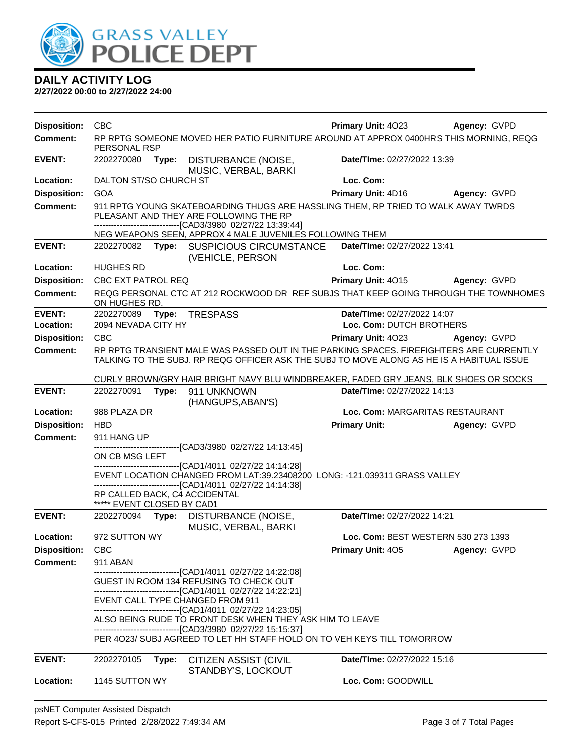# DAILY ACTIVITY LOG

**2/27/2022 00:00 to 2/27/2022 24:00**

**Disposition:** CBC **Primary Unit:** 4O23 **Agency:** GVPD
**Comment:** RP RPTG SOMEONE MOVED HER PATIO FURNITURE AROUND AT APPROX 0400HRS THIS MORNING, REQG PERSONAL RSP

---

**EVENT:** 2202270080 **Type:** DISTURBANCE (NOISE, MUSIC, VERBAL, BARKI **Date/TIme:** 02/27/2022 13:39
**Location:** DALTON ST/SO CHURCH ST **Loc. Com:**
**Disposition:** GOA **Primary Unit:** 4D16 **Agency:** GVPD
**Comment:** 911 RPTG YOUNG SKATEBOARDING THUGS ARE HASSLING THEM, RP TRIED TO WALK AWAY TWRDS PLEASANT AND THEY ARE FOLLOWING THE RP
------------------------------[CAD3/3980 02/27/22 13:39:44]
NEG WEAPONS SEEN, APPROX 4 MALE JUVENILES FOLLOWING THEM

---

**EVENT:** 2202270082 **Type:** SUSPICIOUS CIRCUMSTANCE (VEHICLE, PERSON **Date/TIme:** 02/27/2022 13:41
**Location:** HUGHES RD **Loc. Com:**
**Disposition:** CBC EXT PATROL REQ **Primary Unit:** 4O15 **Agency:** GVPD
**Comment:** REQG PERSONAL CTC AT 212 ROCKWOOD DR REF SUBJS THAT KEEP GOING THROUGH THE TOWNHOMES ON HUGHES RD.

---

**EVENT:** 2202270089 **Type:** TRESPASS **Date/TIme:** 02/27/2022 14:07
**Location:** 2094 NEVADA CITY HY **Loc. Com:** DUTCH BROTHERS
**Disposition:** CBC **Primary Unit:** 4O23 **Agency:** GVPD
**Comment:** RP RPTG TRANSIENT MALE WAS PASSED OUT IN THE PARKING SPACES. FIREFIGHTERS ARE CURRENTLY TALKING TO THE SUBJ. RP REQG OFFICER ASK THE SUBJ TO MOVE ALONG AS HE IS A HABITUAL ISSUE

CURLY BROWN/GRY HAIR BRIGHT NAVY BLU WINDBREAKER, FADED GRY JEANS, BLK SHOES OR SOCKS

---

**EVENT:** 2202270091 **Type:** 911 UNKNOWN (HANGUPS,ABAN'S) **Date/TIme:** 02/27/2022 14:13
**Location:** 988 PLAZA DR **Loc. Com:** MARGARITAS RESTAURANT
**Disposition:** HBD **Primary Unit:** **Agency:** GVPD
**Comment:** 911 HANG UP
------------------------------[CAD3/3980 02/27/22 14:13:45]
ON CB MSG LEFT
------------------------------[CAD1/4011 02/27/22 14:14:28]
EVENT LOCATION CHANGED FROM LAT:39.23408200 LONG: -121.039311 GRASS VALLEY
------------------------------[CAD1/4011 02/27/22 14:14:38]
RP CALLED BACK, C4 ACCIDENTAL
***** EVENT CLOSED BY CAD1

---

**EVENT:** 2202270094 **Type:** DISTURBANCE (NOISE, MUSIC, VERBAL, BARKI **Date/TIme:** 02/27/2022 14:21
**Location:** 972 SUTTON WY **Loc. Com:** BEST WESTERN 530 273 1393
**Disposition:** CBC **Primary Unit:** 4O5 **Agency:** GVPD
**Comment:** 911 ABAN
------------------------------[CAD1/4011 02/27/22 14:22:08]
GUEST IN ROOM 134 REFUSING TO CHECK OUT
------------------------------[CAD1/4011 02/27/22 14:22:21]
EVENT CALL TYPE CHANGED FROM 911
------------------------------[CAD1/4011 02/27/22 14:23:05]
ALSO BEING RUDE TO FRONT DESK WHEN THEY ASK HIM TO LEAVE
------------------------------[CAD3/3980 02/27/22 15:15:37]
PER 4O23/ SUBJ AGREED TO LET HH STAFF HOLD ON TO VEH KEYS TILL TOMORROW

---

**EVENT:** 2202270105 **Type:** CITIZEN ASSIST (CIVIL STANDBY'S, LOCKOUT **Date/TIme:** 02/27/2022 15:16
**Location:** 1145 SUTTON WY **Loc. Com:** GOODWILL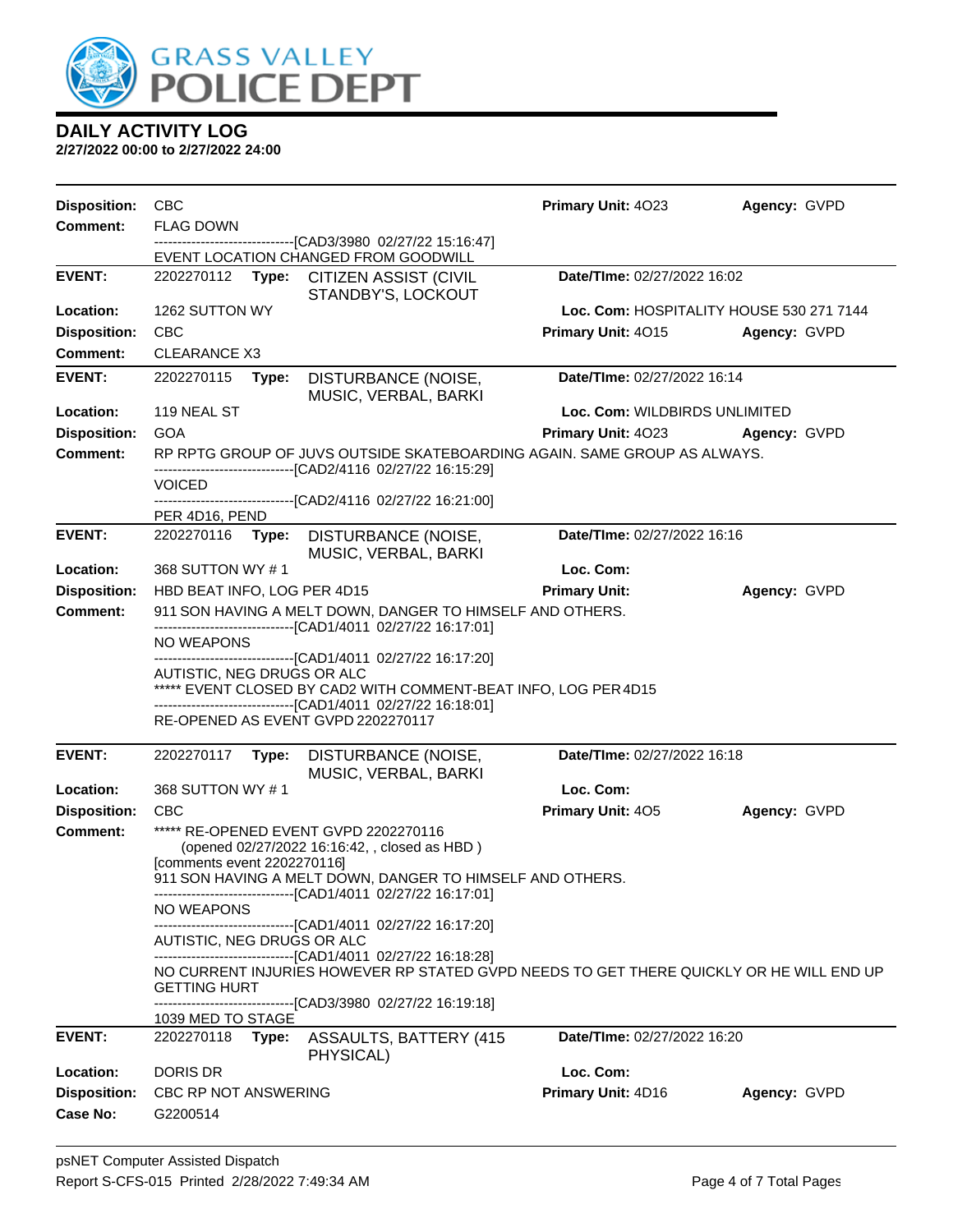# DAILY ACTIVITY LOG

**2/27/2022 00:00 to 2/27/2022 24:00**

**Disposition:** CBC | **Primary Unit:** 4O23 | **Agency:** GVPD

**Comment:** FLAG DOWN

------------------------------[CAD3/3980 02/27/22 15:16:47]

EVENT LOCATION CHANGED FROM GOODWILL

---

**EVENT:** 2202270112 **Type:** CITIZEN ASSIST (CIVIL STANDBY'S, LOCKOUT | **Date/TIme:** 02/27/2022 16:02

**Location:** 1262 SUTTON WY | **Loc. Com:** HOSPITALITY HOUSE 530 271 7144

**Disposition:** CBC | **Primary Unit:** 4O15 | **Agency:** GVPD

**Comment:** CLEARANCE X3

---

**EVENT:** 2202270115 **Type:** DISTURBANCE (NOISE, MUSIC, VERBAL, BARKI | **Date/TIme:** 02/27/2022 16:14

**Location:** 119 NEAL ST | **Loc. Com:** WILDBIRDS UNLIMITED

**Disposition:** GOA | **Primary Unit:** 4O23 | **Agency:** GVPD

**Comment:** RP RPTG GROUP OF JUVS OUTSIDE SKATEBOARDING AGAIN. SAME GROUP AS ALWAYS.

------------------------------[CAD2/4116 02/27/22 16:15:29]

VOICED

------------------------------[CAD2/4116 02/27/22 16:21:00]

PER 4D16, PEND

---

**EVENT:** 2202270116 **Type:** DISTURBANCE (NOISE, MUSIC, VERBAL, BARKI | **Date/TIme:** 02/27/2022 16:16

**Location:** 368 SUTTON WY # 1 | **Loc. Com:**

**Disposition:** HBD BEAT INFO, LOG PER 4D15 | **Primary Unit:** | **Agency:** GVPD

**Comment:** 911 SON HAVING A MELT DOWN, DANGER TO HIMSELF AND OTHERS.

------------------------------[CAD1/4011 02/27/22 16:17:01]

NO WEAPONS

------------------------------[CAD1/4011 02/27/22 16:17:20]

AUTISTIC, NEG DRUGS OR ALC

***** EVENT CLOSED BY CAD2 WITH COMMENT-BEAT INFO, LOG PER 4D15

------------------------------[CAD1/4011 02/27/22 16:18:01]

RE-OPENED AS EVENT GVPD 2202270117

---

**EVENT:** 2202270117 **Type:** DISTURBANCE (NOISE, MUSIC, VERBAL, BARKI | **Date/TIme:** 02/27/2022 16:18

**Location:** 368 SUTTON WY # 1 | **Loc. Com:**

**Disposition:** CBC | **Primary Unit:** 4O5 | **Agency:** GVPD

**Comment:** ***** RE-OPENED EVENT GVPD 2202270116

(opened 02/27/2022 16:16:42, , closed as HBD )

[comments event 2202270116]

911 SON HAVING A MELT DOWN, DANGER TO HIMSELF AND OTHERS.

------------------------------[CAD1/4011 02/27/22 16:17:01]

NO WEAPONS

------------------------------[CAD1/4011 02/27/22 16:17:20]

AUTISTIC, NEG DRUGS OR ALC

------------------------------[CAD1/4011 02/27/22 16:18:28]

NO CURRENT INJURIES HOWEVER RP STATED GVPD NEEDS TO GET THERE QUICKLY OR HE WILL END UP GETTING HURT

------------------------------[CAD3/3980 02/27/22 16:19:18]

1039 MED TO STAGE

---

**EVENT:** 2202270118 **Type:** ASSAULTS, BATTERY (415 PHYSICAL) | **Date/TIme:** 02/27/2022 16:20

**Location:** DORIS DR | **Loc. Com:**

**Disposition:** CBC RP NOT ANSWERING | **Primary Unit:** 4D16 | **Agency:** GVPD

**Case No:** G2200514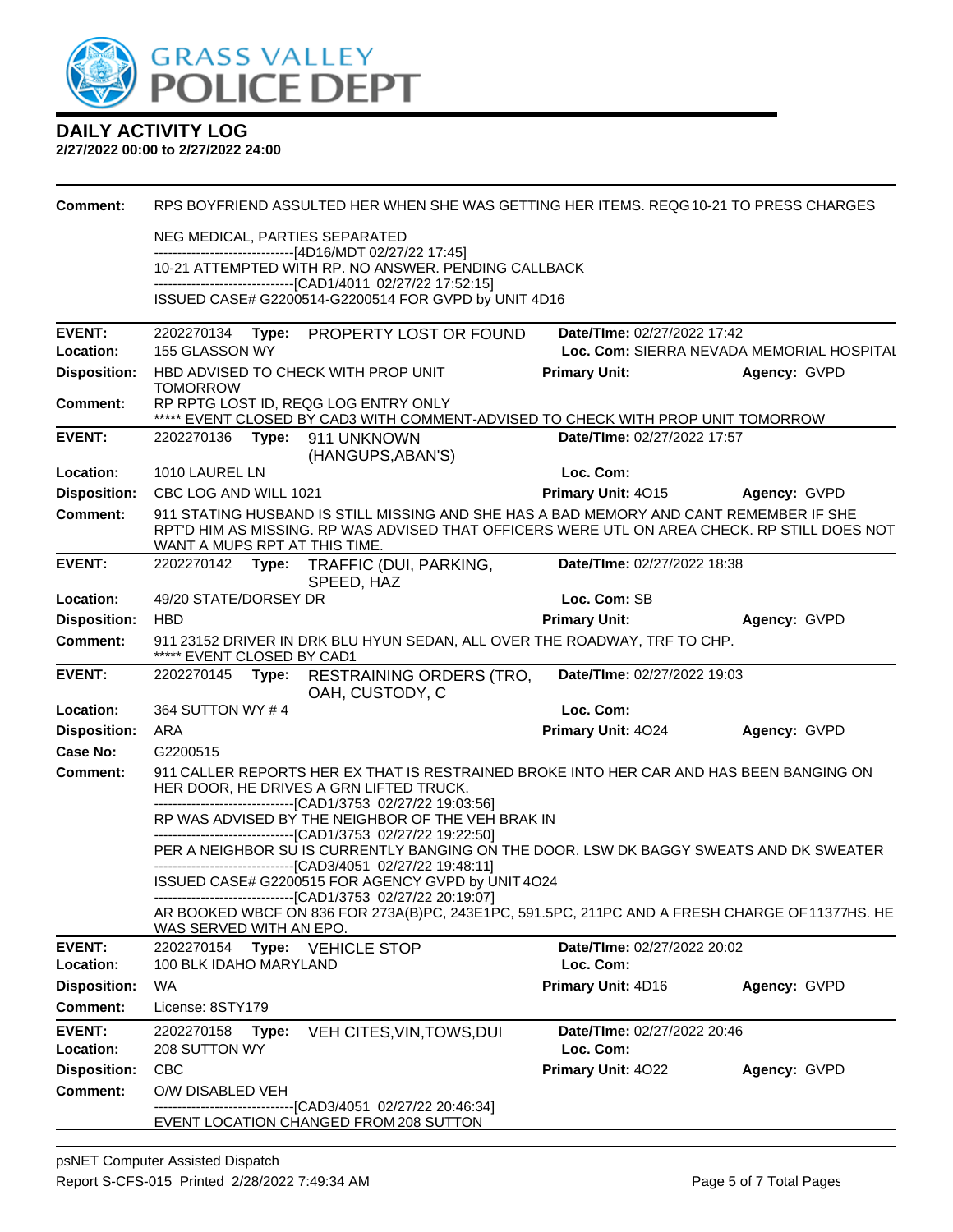# DAILY ACTIVITY LOG

**2/27/2022 00:00 to 2/27/2022 24:00**

**Comment:** RPS BOYFRIEND ASSULTED HER WHEN SHE WAS GETTING HER ITEMS. REQG 10-21 TO PRESS CHARGES

NEG MEDICAL, PARTIES SEPARATED
------------------------------[4D16/MDT 02/27/22 17:45]
10-21 ATTEMPTED WITH RP. NO ANSWER. PENDING CALLBACK
------------------------------[CAD1/4011 02/27/22 17:52:15]
ISSUED CASE# G2200514-G2200514 FOR GVPD by UNIT 4D16

---

**EVENT:** 2202270134 **Type:** PROPERTY LOST OR FOUND **Date/TIme:** 02/27/2022 17:42
**Location:** 155 GLASSON WY **Loc. Com:** SIERRA NEVADA MEMORIAL HOSPITAL
**Disposition:** HBD ADVISED TO CHECK WITH PROP UNIT TOMORROW **Primary Unit:** **Agency:** GVPD
**Comment:** RP RPTG LOST ID, REQG LOG ENTRY ONLY
***** EVENT CLOSED BY CAD3 WITH COMMENT-ADVISED TO CHECK WITH PROP UNIT TOMORROW

---

**EVENT:** 2202270136 **Type:** 911 UNKNOWN (HANGUPS,ABAN'S) **Date/TIme:** 02/27/2022 17:57
**Location:** 1010 LAUREL LN **Loc. Com:**
**Disposition:** CBC LOG AND WILL 1021 **Primary Unit:** 4O15 **Agency:** GVPD
**Comment:** 911 STATING HUSBAND IS STILL MISSING AND SHE HAS A BAD MEMORY AND CANT REMEMBER IF SHE RPT'D HIM AS MISSING. RP WAS ADVISED THAT OFFICERS WERE UTL ON AREA CHECK. RP STILL DOES NOT WANT A MUPS RPT AT THIS TIME.

---

**EVENT:** 2202270142 **Type:** TRAFFIC (DUI, PARKING, SPEED, HAZ **Date/TIme:** 02/27/2022 18:38
**Location:** 49/20 STATE/DORSEY DR **Loc. Com:** SB
**Disposition:** HBD **Primary Unit:** **Agency:** GVPD
**Comment:** 911 23152 DRIVER IN DRK BLU HYUN SEDAN, ALL OVER THE ROADWAY, TRF TO CHP.
***** EVENT CLOSED BY CAD1

---

**EVENT:** 2202270145 **Type:** RESTRAINING ORDERS (TRO, OAH, CUSTODY, C **Date/TIme:** 02/27/2022 19:03
**Location:** 364 SUTTON WY # 4 **Loc. Com:**
**Disposition:** ARA **Primary Unit:** 4O24 **Agency:** GVPD
**Case No:** G2200515
**Comment:** 911 CALLER REPORTS HER EX THAT IS RESTRAINED BROKE INTO HER CAR AND HAS BEEN BANGING ON HER DOOR, HE DRIVES A GRN LIFTED TRUCK.
------------------------------[CAD1/3753 02/27/22 19:03:56]
RP WAS ADVISED BY THE NEIGHBOR OF THE VEH BRAK IN
------------------------------[CAD1/3753 02/27/22 19:22:50]
PER A NEIGHBOR SU IS CURRENTLY BANGING ON THE DOOR. LSW DK BAGGY SWEATS AND DK SWEATER
------------------------------[CAD3/4051 02/27/22 19:48:11]
ISSUED CASE# G2200515 FOR AGENCY GVPD by UNIT 4O24
------------------------------[CAD1/3753 02/27/22 20:19:07]
AR BOOKED WBCF ON 836 FOR 273A(B)PC, 243E1PC, 591.5PC, 211PC AND A FRESH CHARGE OF 11377HS. HE WAS SERVED WITH AN EPO.

---

**EVENT:** 2202270154 **Type:** VEHICLE STOP **Date/TIme:** 02/27/2022 20:02
**Location:** 100 BLK IDAHO MARYLAND **Loc. Com:**
**Disposition:** WA **Primary Unit:** 4D16 **Agency:** GVPD
**Comment:** License: 8STY179

---

**EVENT:** 2202270158 **Type:** VEH CITES,VIN,TOWS,DUI **Date/TIme:** 02/27/2022 20:46
**Location:** 208 SUTTON WY **Loc. Com:**
**Disposition:** CBC **Primary Unit:** 4O22 **Agency:** GVPD
**Comment:** O/W DISABLED VEH
------------------------------[CAD3/4051 02/27/22 20:46:34]
EVENT LOCATION CHANGED FROM 208 SUTTON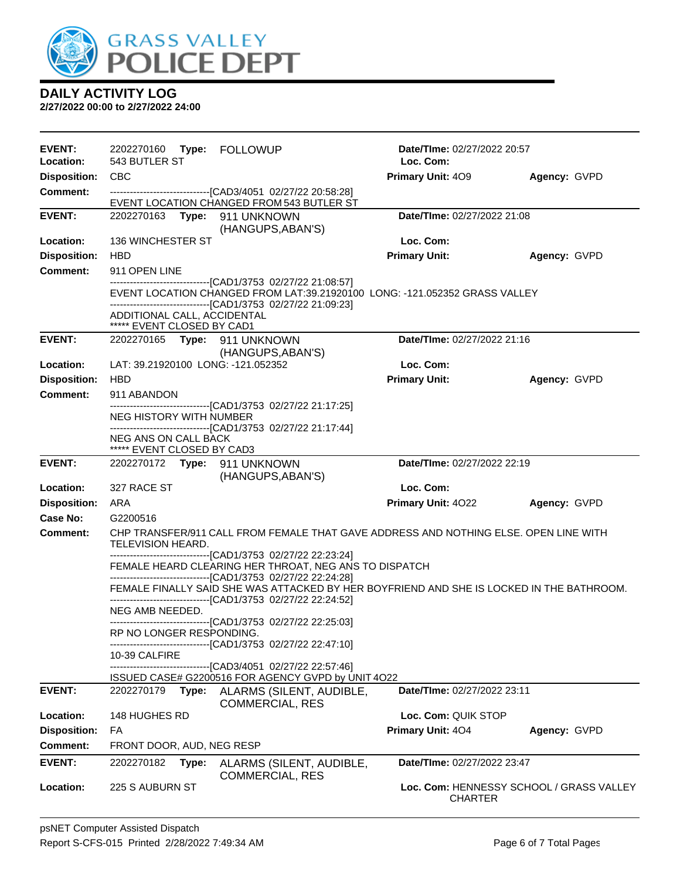# DAILY ACTIVITY LOG

**2/27/2022 00:00 to 2/27/2022 24:00**

---

**EVENT:** 2202270160 **Type:** FOLLOWUP **Date/TIme:** 02/27/2022 20:57
**Location:** 543 BUTLER ST **Loc. Com:**
**Disposition:** CBC **Primary Unit:** 4O9 **Agency:** GVPD
**Comment:**
------------------------------[CAD3/4051 02/27/22 20:58:28]
EVENT LOCATION CHANGED FROM 543 BUTLER ST

---

**EVENT:** 2202270163 **Type:** 911 UNKNOWN (HANGUPS,ABAN'S) **Date/TIme:** 02/27/2022 21:08
**Location:** 136 WINCHESTER ST **Loc. Com:**
**Disposition:** HBD **Primary Unit:** **Agency:** GVPD
**Comment:** 911 OPEN LINE
------------------------------[CAD1/3753 02/27/22 21:08:57]
EVENT LOCATION CHANGED FROM LAT:39.21920100 LONG: -121.052352 GRASS VALLEY
------------------------------[CAD1/3753 02/27/22 21:09:23]
ADDITIONAL CALL, ACCIDENTAL
***** EVENT CLOSED BY CAD1

---

**EVENT:** 2202270165 **Type:** 911 UNKNOWN (HANGUPS,ABAN'S) **Date/TIme:** 02/27/2022 21:16
**Location:** LAT: 39.21920100 LONG: -121.052352 **Loc. Com:**
**Disposition:** HBD **Primary Unit:** **Agency:** GVPD
**Comment:** 911 ABANDON
------------------------------[CAD1/3753 02/27/22 21:17:25]
NEG HISTORY WITH NUMBER
------------------------------[CAD1/3753 02/27/22 21:17:44]
NEG ANS ON CALL BACK
***** EVENT CLOSED BY CAD3

---

**EVENT:** 2202270172 **Type:** 911 UNKNOWN (HANGUPS,ABAN'S) **Date/TIme:** 02/27/2022 22:19
**Location:** 327 RACE ST **Loc. Com:**
**Disposition:** ARA **Primary Unit:** 4O22 **Agency:** GVPD
**Case No:** G2200516
**Comment:** CHP TRANSFER/911 CALL FROM FEMALE THAT GAVE ADDRESS AND NOTHING ELSE. OPEN LINE WITH TELEVISION HEARD.
------------------------------[CAD1/3753 02/27/22 22:23:24]
FEMALE HEARD CLEARING HER THROAT, NEG ANS TO DISPATCH
------------------------------[CAD1/3753 02/27/22 22:24:28]
FEMALE FINALLY SAID SHE WAS ATTACKED BY HER BOYFRIEND AND SHE IS LOCKED IN THE BATHROOM.
------------------------------[CAD1/3753 02/27/22 22:24:52]
NEG AMB NEEDED.
------------------------------[CAD1/3753 02/27/22 22:25:03]
RP NO LONGER RESPONDING.
------------------------------[CAD1/3753 02/27/22 22:47:10]
10-39 CALFIRE
------------------------------[CAD3/4051 02/27/22 22:57:46]
ISSUED CASE# G2200516 FOR AGENCY GVPD by UNIT 4O22

---

**EVENT:** 2202270179 **Type:** ALARMS (SILENT, AUDIBLE, COMMERCIAL, RES **Date/TIme:** 02/27/2022 23:11
**Location:** 148 HUGHES RD **Loc. Com:** QUIK STOP
**Disposition:** FA **Primary Unit:** 4O4 **Agency:** GVPD
**Comment:** FRONT DOOR, AUD, NEG RESP

---

**EVENT:** 2202270182 **Type:** ALARMS (SILENT, AUDIBLE, COMMERCIAL, RES **Date/TIme:** 02/27/2022 23:47
**Location:** 225 S AUBURN ST **Loc. Com:** HENNESSY SCHOOL / GRASS VALLEY CHARTER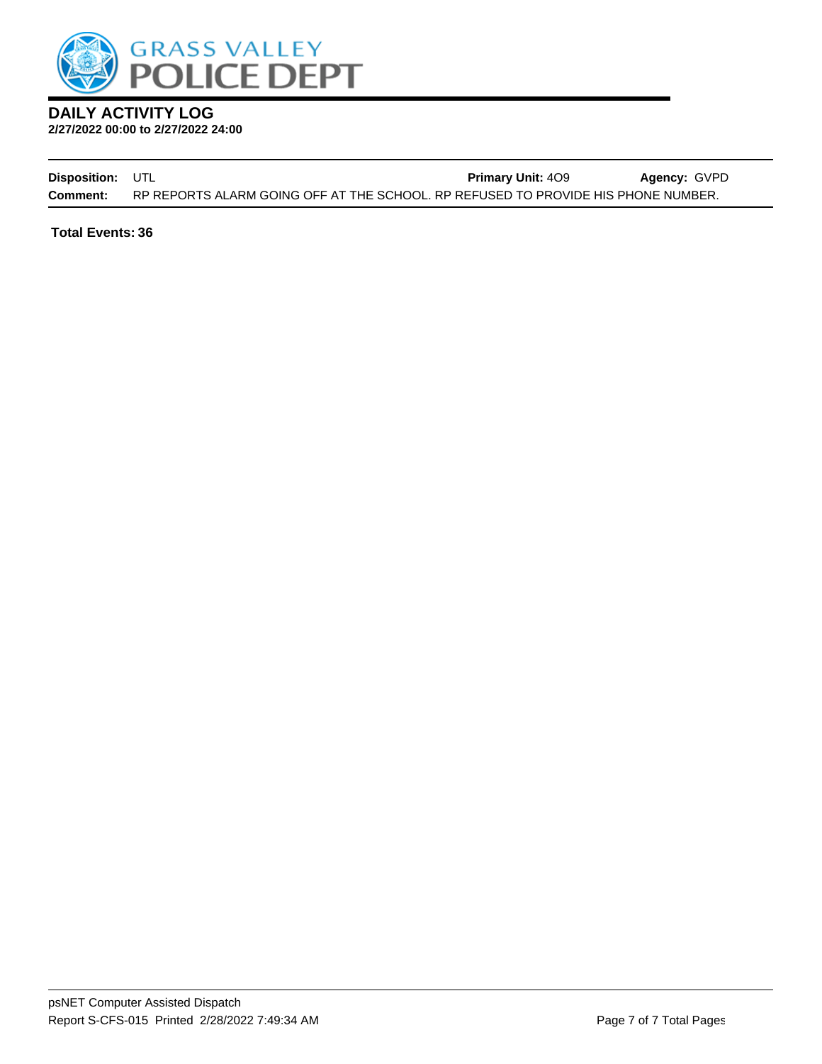**Disposition:** UTL **Primary Unit:** 4O9 **Agency:** GVPD

**Comment:** RP REPORTS ALARM GOING OFF AT THE SCHOOL. RP REFUSED TO PROVIDE HIS PHONE NUMBER.

**Total Events: 36**